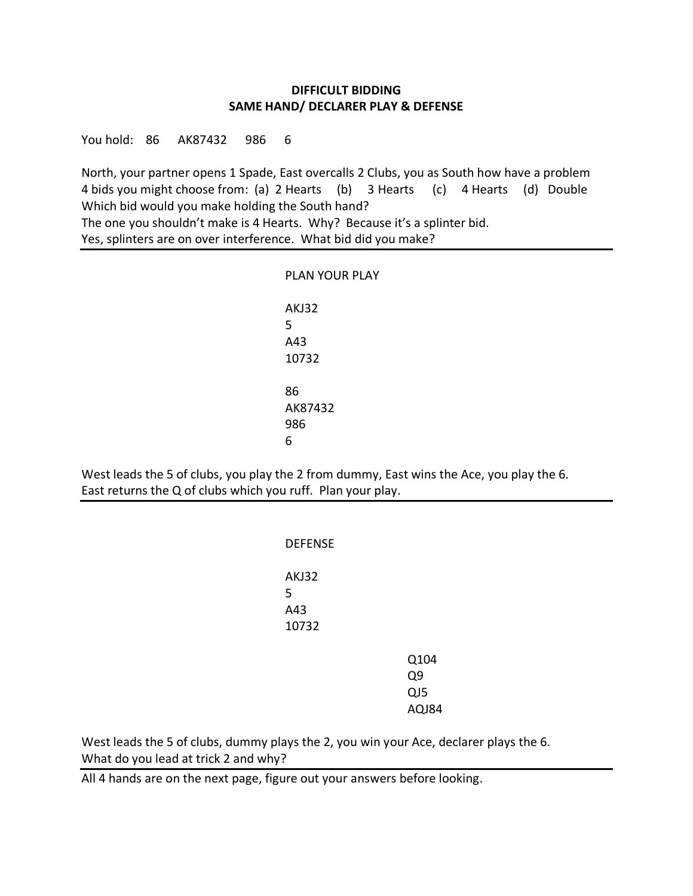**DIFFICULT BIDDING**
**SAME HAND/ DECLARER PLAY & DEFENSE**

You hold: 86 AK87432 986 6

North, your partner opens 1 Spade, East overcalls 2 Clubs, you as South how have a problem
4 bids you might choose from: (a) 2 Hearts (b) 3 Hearts (c) 4 Hearts (d) Double
Which bid would you make holding the South hand?
The one you shouldn't make is 4 Hearts. Why? Because it's a splinter bid.
Yes, splinters are on over interference. What bid did you make?

---

PLAN YOUR PLAY

AKJ32
5
A43
10732

86
AK87432
986
6

West leads the 5 of clubs, you play the 2 from dummy, East wins the Ace, you play the 6.
East returns the Q of clubs which you ruff. Plan your play.

---

DEFENSE

AKJ32
5
A43
10732

Q104
Q9
QJ5
AQJ84

West leads the 5 of clubs, dummy plays the 2, you win your Ace, declarer plays the 6.
What do you lead at trick 2 and why?

---

All 4 hands are on the next page, figure out your answers before looking.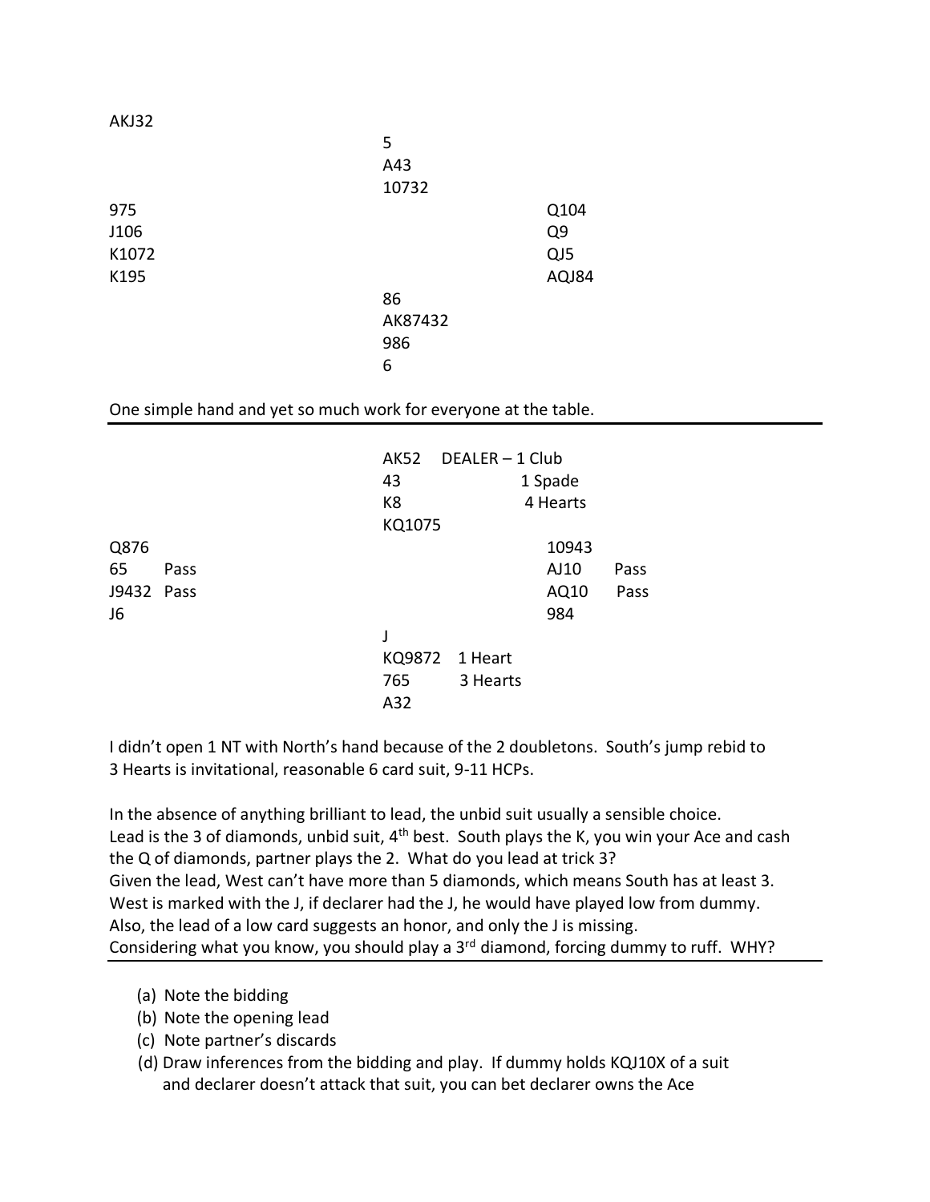AKJ32

```
                         5
                         A43
                         10732
975                                   Q104
J106                                  Q9
K1072                                 QJ5
K195                                  AQJ84
                         86
                         AK87432
                         986
                         6
```

One simple hand and yet so much work for everyone at the table.

---

```
                         AK52    DEALER – 1 Club
                         43              1 Spade
                         K8              4 Hearts
                         KQ1075
Q876                                  10943
65      Pass                          AJ10      Pass
J9432   Pass                          AQ10      Pass
J6                                    984
                         J
                         KQ9872   1 Heart
                         765      3 Hearts
                         A32
```

I didn't open 1 NT with North's hand because of the 2 doubletons. South's jump rebid to 3 Hearts is invitational, reasonable 6 card suit, 9-11 HCPs.

In the absence of anything brilliant to lead, the unbid suit usually a sensible choice.
Lead is the 3 of diamonds, unbid suit, 4th best. South plays the K, you win your Ace and cash the Q of diamonds, partner plays the 2. What do you lead at trick 3?
Given the lead, West can't have more than 5 diamonds, which means South has at least 3.
West is marked with the J, if declarer had the J, he would have played low from dummy.
Also, the lead of a low card suggests an honor, and only the J is missing.
Considering what you know, you should play a 3rd diamond, forcing dummy to ruff. WHY?

---

(a) Note the bidding
(b) Note the opening lead
(c) Note partner's discards
(d) Draw inferences from the bidding and play. If dummy holds KQJ10X of a suit and declarer doesn't attack that suit, you can bet declarer owns the Ace